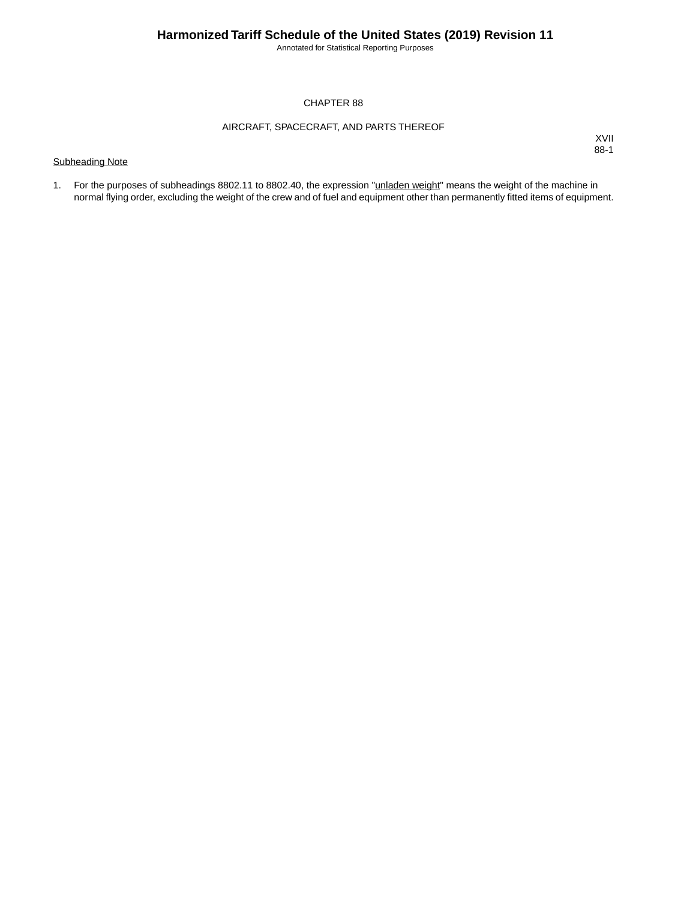# CHAPTER 88

## AIRCRAFT, SPACECRAFT, AND PARTS THEREOF

XVII
88-1

Subheading Note

1. For the purposes of subheadings 8802.11 to 8802.40, the expression "unladen weight" means the weight of the machine in normal flying order, excluding the weight of the crew and of fuel and equipment other than permanently fitted items of equipment.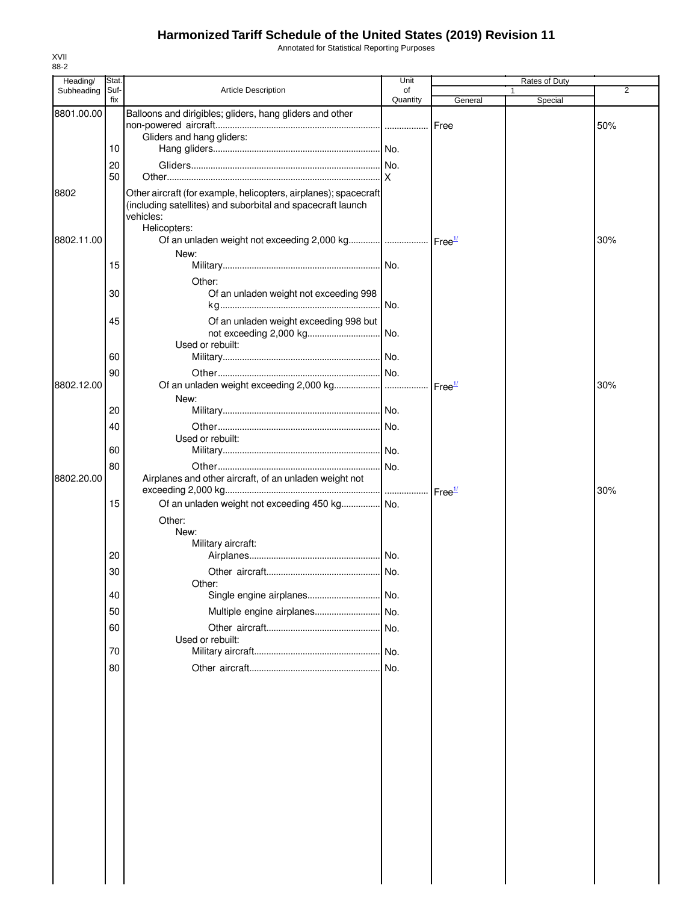# Harmonized Tariff Schedule of the United States (2019) Revision 11

Annotated for Statistical Reporting Purposes

XVII
88-2

| Heading/ Subheading | Stat. Suf- fix | Article Description | Unit of Quantity | Rates of Duty 1 General | Special | 2 |
|---|---|---|---|---|---|---|
| 8801.00.00 | | Balloons and dirigibles; gliders, hang gliders and other non-powered aircraft | | Free | | 50% |
| | | Gliders and hang gliders: | | | | |
| | 10 | Hang gliders | No. | | | |
| | 20 | Gliders | No. | | | |
| | 50 | Other | X | | | |
| 8802 | | Other aircraft (for example, helicopters, airplanes); spacecraft (including satellites) and suborbital and spacecraft launch vehicles: | | | | |
| | | Helicopters: | | | | |
| 8802.11.00 | | Of an unladen weight not exceeding 2,000 kg | | Free[1/] | | 30% |
| | | New: | | | | |
| | 15 | Military | No. | | | |
| | | Other: | | | | |
| | 30 | Of an unladen weight not exceeding 998 kg | No. | | | |
| | 45 | Of an unladen weight exceeding 998 but not exceeding 2,000 kg | No. | | | |
| | | Used or rebuilt: | | | | |
| | 60 | Military | No. | | | |
| | 90 | Other | No. | | | |
| 8802.12.00 | | Of an unladen weight exceeding 2,000 kg | | Free[1/] | | 30% |
| | | New: | | | | |
| | 20 | Military | No. | | | |
| | 40 | Other | No. | | | |
| | | Used or rebuilt: | | | | |
| | 60 | Military | No. | | | |
| | 80 | Other | No. | | | |
| 8802.20.00 | | Airplanes and other aircraft, of an unladen weight not exceeding 2,000 kg | | Free[1/] | | 30% |
| | 15 | Of an unladen weight not exceeding 450 kg | No. | | | |
| | | Other: | | | | |
| | | New: | | | | |
| | | Military aircraft: | | | | |
| | 20 | Airplanes | No. | | | |
| | 30 | Other aircraft | No. | | | |
| | | Other: | | | | |
| | 40 | Single engine airplanes | No. | | | |
| | 50 | Multiple engine airplanes | No. | | | |
| | 60 | Other aircraft | No. | | | |
| | | Used or rebuilt: | | | | |
| | 70 | Military aircraft | No. | | | |
| | 80 | Other aircraft | No. | | | |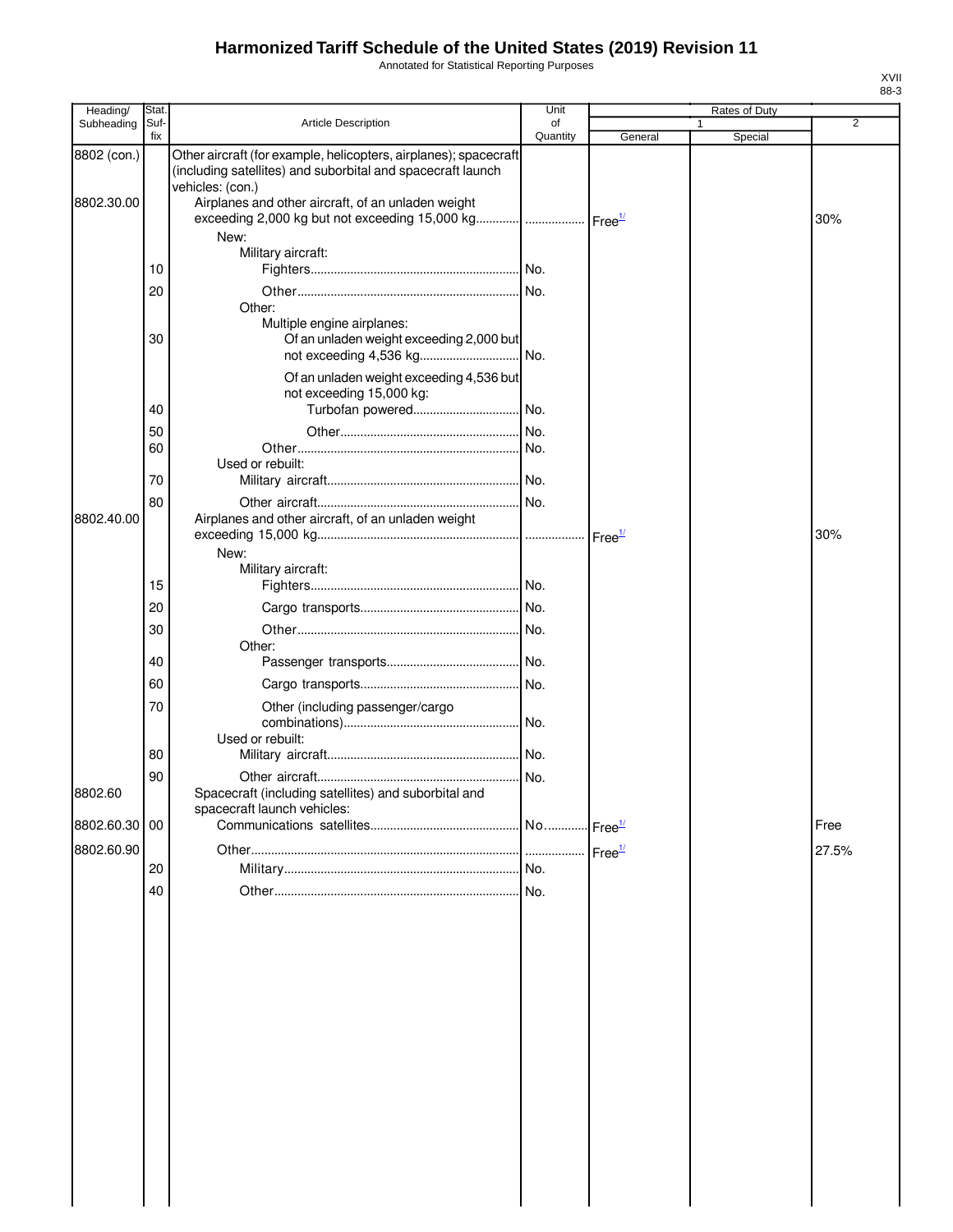# Harmonized Tariff Schedule of the United States (2019) Revision 11

Annotated for Statistical Reporting Purposes

XVII
88-3

| Heading/ Subheading | Stat. Suf- fix | Article Description | Unit of Quantity | Rates of Duty | | |
|---|---|---|---|---|---|---|
| | | | | 1 | | 2 |
| | | | | General | Special | |
| 8802 (con.) | | Other aircraft (for example, helicopters, airplanes); spacecraft (including satellites) and suborbital and spacecraft launch vehicles: (con.) | | | | |
| 8802.30.00 | | Airplanes and other aircraft, of an unladen weight exceeding 2,000 kg but not exceeding 15,000 kg | | Free[1/] | | 30% |
| | | New: | | | | |
| | | Military aircraft: | | | | |
| | 10 | Fighters | No. | | | |
| | 20 | Other | No. | | | |
| | | Other: | | | | |
| | | Multiple engine airplanes: | | | | |
| | 30 | Of an unladen weight exceeding 2,000 but not exceeding 4,536 kg | No. | | | |
| | | Of an unladen weight exceeding 4,536 but not exceeding 15,000 kg: | | | | |
| | 40 | Turbofan powered | No. | | | |
| | 50 | Other | No. | | | |
| | 60 | Other | No. | | | |
| | | Used or rebuilt: | | | | |
| | 70 | Military aircraft | No. | | | |
| | 80 | Other aircraft | No. | | | |
| 8802.40.00 | | Airplanes and other aircraft, of an unladen weight exceeding 15,000 kg | | Free[1/] | | 30% |
| | | New: | | | | |
| | | Military aircraft: | | | | |
| | 15 | Fighters | No. | | | |
| | 20 | Cargo transports | No. | | | |
| | 30 | Other | No. | | | |
| | | Other: | | | | |
| | 40 | Passenger transports | No. | | | |
| | 60 | Cargo transports | No. | | | |
| | 70 | Other (including passenger/cargo combinations) | No. | | | |
| | | Used or rebuilt: | | | | |
| | 80 | Military aircraft | No. | | | |
| | 90 | Other aircraft | No. | | | |
| 8802.60 | | Spacecraft (including satellites) and suborbital and spacecraft launch vehicles: | | | | |
| 8802.60.30 | 00 | Communications satellites | No. | Free[1/] | | Free |
| 8802.60.90 | | Other | | Free[1/] | | 27.5% |
| | 20 | Military | No. | | | |
| | 40 | Other | No. | | | |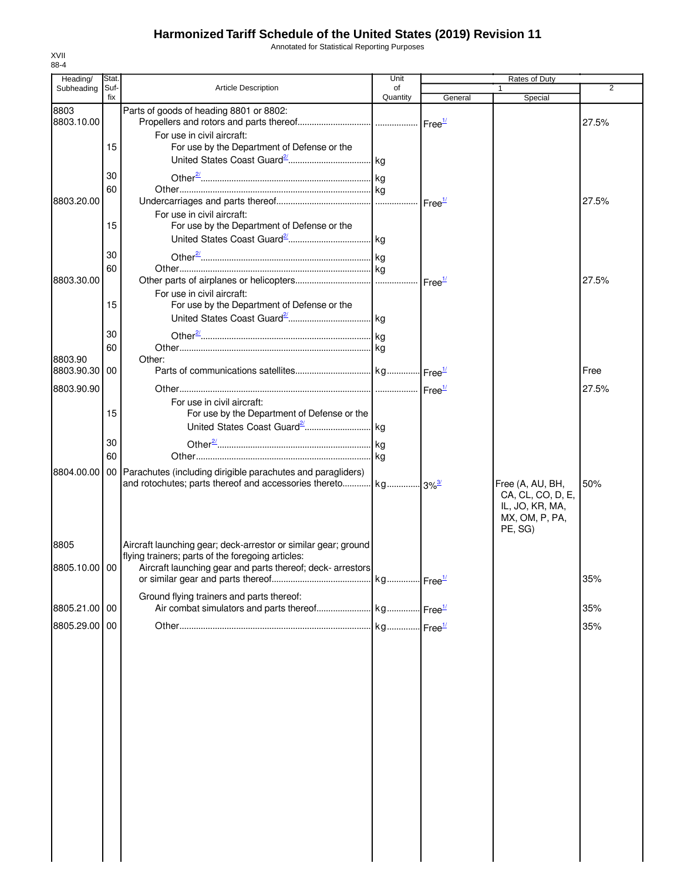# Harmonized Tariff Schedule of the United States (2019) Revision 11

Annotated for Statistical Reporting Purposes

XVII
88-4

| Heading/ Subheading | Stat. Suf- fix | Article Description | Unit of Quantity | Rates of Duty 1 General | Special | 2 |
|---|---|---|---|---|---|---|
| 8803 | | Parts of goods of heading 8801 or 8802: | | | | |
| 8803.10.00 | | Propellers and rotors and parts thereof | | Free[1/] | | 27.5% |
| | | For use in civil aircraft: | | | | |
| | 15 | For use by the Department of Defense or the United States Coast Guard[2/] | kg | | | |
| | 30 | Other[2/] | kg | | | |
| | 60 | Other | kg | | | |
| 8803.20.00 | | Undercarriages and parts thereof | | Free[1/] | | 27.5% |
| | | For use in civil aircraft: | | | | |
| | 15 | For use by the Department of Defense or the United States Coast Guard[2/] | kg | | | |
| | 30 | Other[2/] | kg | | | |
| | 60 | Other | kg | | | |
| 8803.30.00 | | Other parts of airplanes or helicopters | | Free[1/] | | 27.5% |
| | | For use in civil aircraft: | | | | |
| | 15 | For use by the Department of Defense or the United States Coast Guard[2/] | kg | | | |
| | 30 | Other[2/] | kg | | | |
| | 60 | Other | kg | | | |
| 8803.90 | | Other: | | | | |
| 8803.90.30 | 00 | Parts of communications satellites | kg | Free[1/] | | Free |
| 8803.90.90 | | Other | | Free[1/] | | 27.5% |
| | | For use in civil aircraft: | | | | |
| | 15 | For use by the Department of Defense or the United States Coast Guard[2/] | kg | | | |
| | 30 | Other[2/] | kg | | | |
| | 60 | Other | kg | | | |
| 8804.00.00 | 00 | Parachutes (including dirigible parachutes and paragliders) and rotochutes; parts thereof and accessories thereto | kg | 3%[3/] | Free (A, AU, BH, CA, CL, CO, D, E, IL, JO, KR, MA, MX, OM, P, PA, PE, SG) | 50% |
| 8805 | | Aircraft launching gear; deck-arrestor or similar gear; ground flying trainers; parts of the foregoing articles: | | | | |
| 8805.10.00 | 00 | Aircraft launching gear and parts thereof; deck- arrestors or similar gear and parts thereof | kg | Free[1/] | | 35% |
| | | Ground flying trainers and parts thereof: | | | | |
| 8805.21.00 | 00 | Air combat simulators and parts thereof | kg | Free[1/] | | 35% |
| 8805.29.00 | 00 | Other | kg | Free[1/] | | 35% |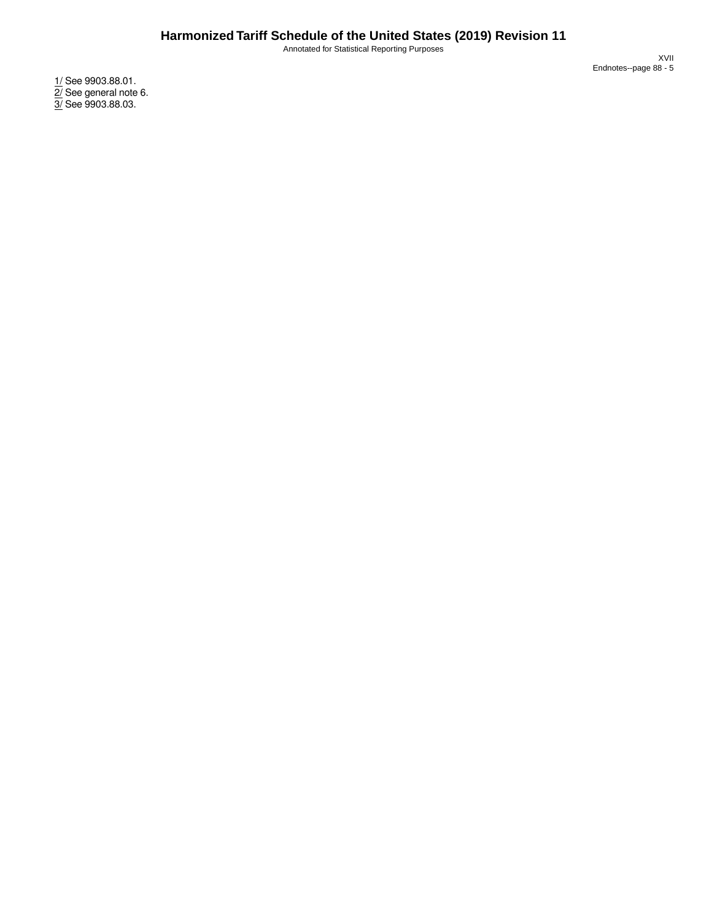1/ See 9903.88.01.
2/ See general note 6.
3/ See 9903.88.03.